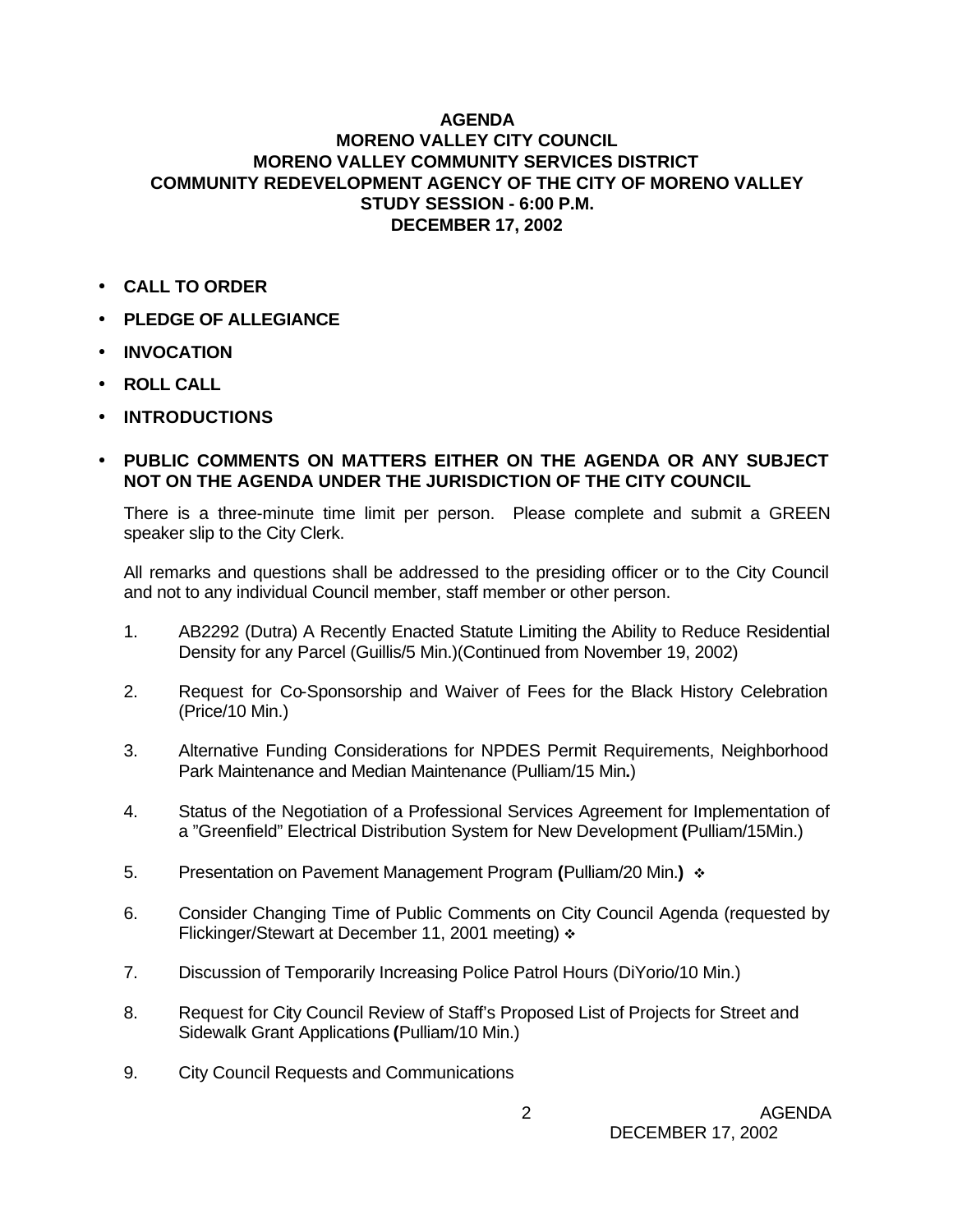# AGENDA
## MORENO VALLEY CITY COUNCIL
## MORENO VALLEY COMMUNITY SERVICES DISTRICT
## COMMUNITY REDEVELOPMENT AGENCY OF THE CITY OF MORENO VALLEY
## STUDY SESSION - 6:00 P.M.
## DECEMBER 17, 2002

- **CALL TO ORDER**
- **PLEDGE OF ALLEGIANCE**
- **INVOCATION**
- **ROLL CALL**
- **INTRODUCTIONS**
- **PUBLIC COMMENTS ON MATTERS EITHER ON THE AGENDA OR ANY SUBJECT NOT ON THE AGENDA UNDER THE JURISDICTION OF THE CITY COUNCIL**

  There is a three-minute time limit per person. Please complete and submit a GREEN speaker slip to the City Clerk.

  All remarks and questions shall be addressed to the presiding officer or to the City Council and not to any individual Council member, staff member or other person.

1. AB2292 (Dutra) A Recently Enacted Statute Limiting the Ability to Reduce Residential Density for any Parcel (Guillis/5 Min.)(Continued from November 19, 2002)

2. Request for Co-Sponsorship and Waiver of Fees for the Black History Celebration (Price/10 Min.)

3. Alternative Funding Considerations for NPDES Permit Requirements, Neighborhood Park Maintenance and Median Maintenance (Pulliam/15 Min.)

4. Status of the Negotiation of a Professional Services Agreement for Implementation of a "Greenfield" Electrical Distribution System for New Development (Pulliam/15Min.)

5. Presentation on Pavement Management Program (Pulliam/20 Min.) ❖

6. Consider Changing Time of Public Comments on City Council Agenda (requested by Flickinger/Stewart at December 11, 2001 meeting) ❖

7. Discussion of Temporarily Increasing Police Patrol Hours (DiYorio/10 Min.)

8. Request for City Council Review of Staff's Proposed List of Projects for Street and Sidewalk Grant Applications (Pulliam/10 Min.)

9. City Council Requests and Communications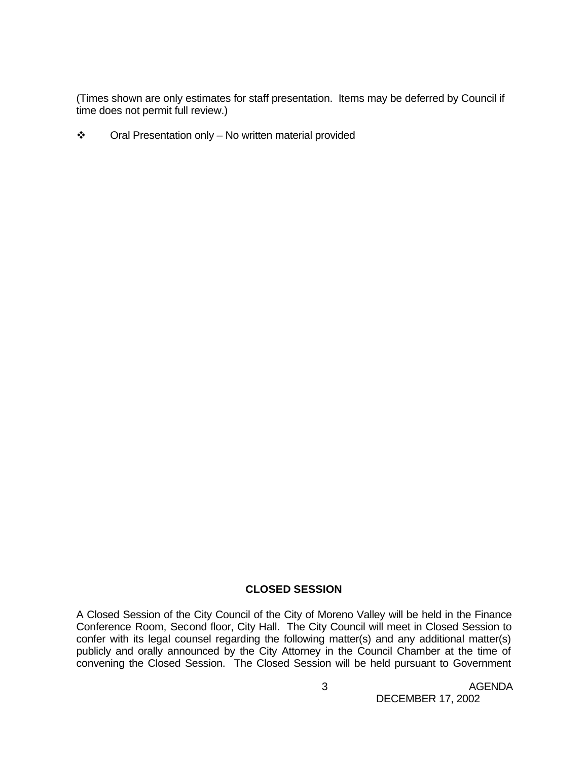(Times shown are only estimates for staff presentation. Items may be deferred by Council if time does not permit full review.)

❖ Oral Presentation only – No written material provided

## CLOSED SESSION

A Closed Session of the City Council of the City of Moreno Valley will be held in the Finance Conference Room, Second floor, City Hall. The City Council will meet in Closed Session to confer with its legal counsel regarding the following matter(s) and any additional matter(s) publicly and orally announced by the City Attorney in the Council Chamber at the time of convening the Closed Session. The Closed Session will be held pursuant to Government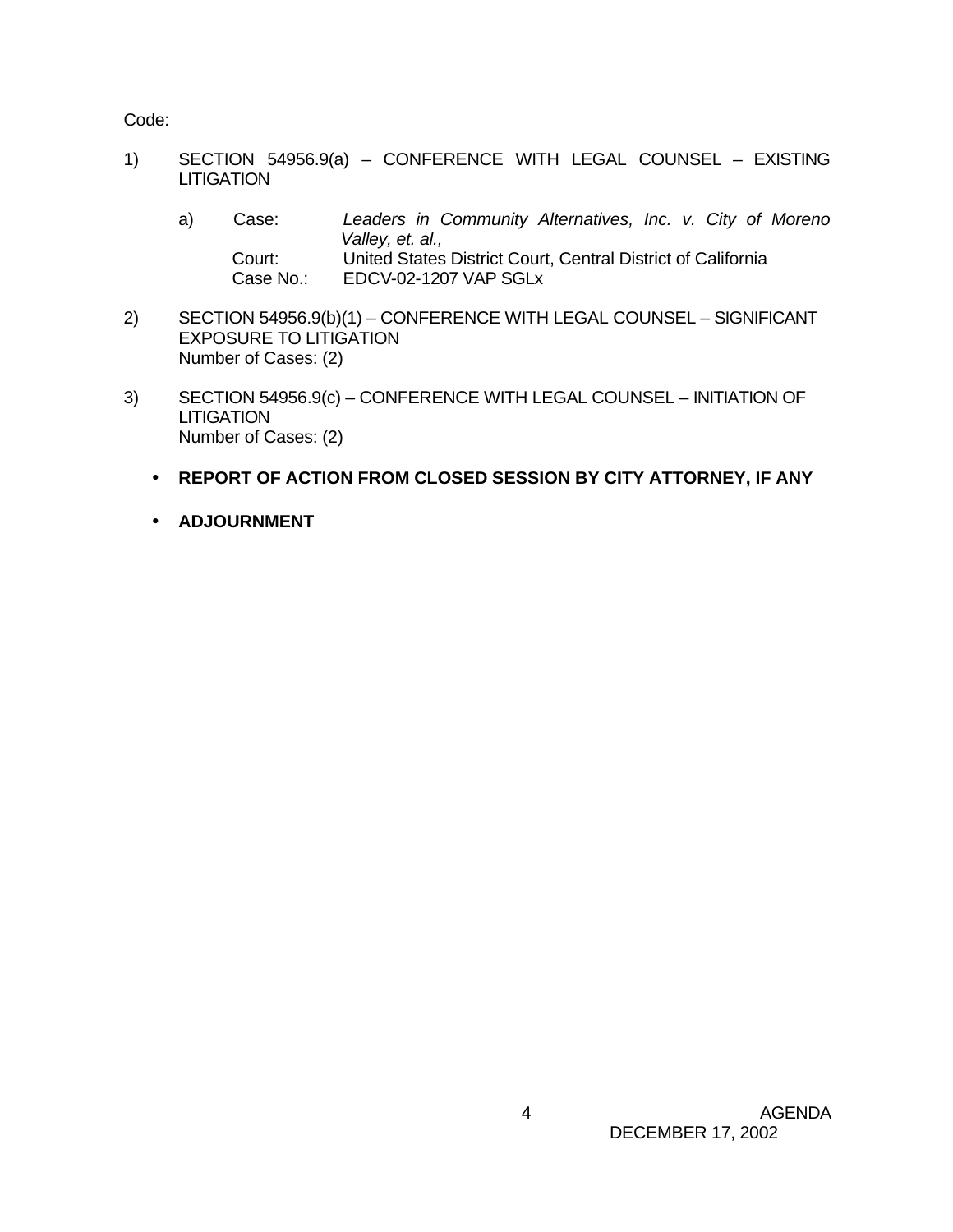Code:

1) SECTION 54956.9(a) – CONFERENCE WITH LEGAL COUNSEL – EXISTING LITIGATION

   a) Case: *Leaders in Community Alternatives, Inc. v. City of Moreno Valley, et. al.,*
      Court: United States District Court, Central District of California
      Case No.: EDCV-02-1207 VAP SGLx

2) SECTION 54956.9(b)(1) – CONFERENCE WITH LEGAL COUNSEL – SIGNIFICANT EXPOSURE TO LITIGATION
   Number of Cases: (2)

3) SECTION 54956.9(c) – CONFERENCE WITH LEGAL COUNSEL – INITIATION OF LITIGATION
   Number of Cases: (2)

- **REPORT OF ACTION FROM CLOSED SESSION BY CITY ATTORNEY, IF ANY**
- **ADJOURNMENT**